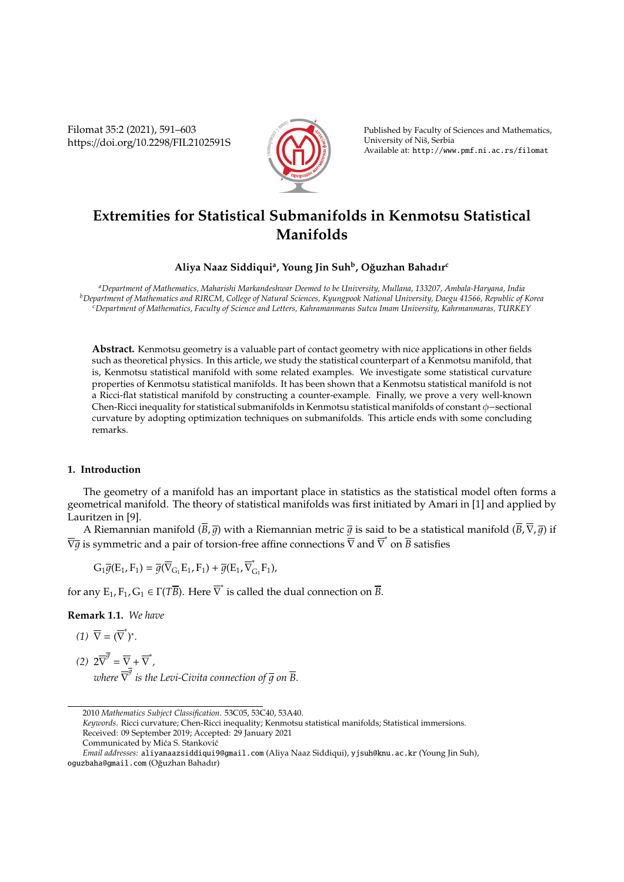# Extremities for Statistical Submanifolds in Kenmotsu Statistical Manifolds

**Aliya Naaz Siddiqui[a], Young Jin Suh[b], Oğuzhan Bahadır[c]**

*[a]Department of Mathematics, Maharishi Markandeshwar Deemed to be University, Mullana, 133207, Ambala-Haryana, India*
*[b]Department of Mathematics and RIRCM, College of Natural Sciences, Kyungpook National University, Daegu 41566, Republic of Korea*
*[c]Department of Mathematics, Faculty of Science and Letters, Kahramanmaras Sutcu Imam University, Kahrmanmaras, TURKEY*

**Abstract.** Kenmotsu geometry is a valuable part of contact geometry with nice applications in other fields such as theoretical physics. In this article, we study the statistical counterpart of a Kenmotsu manifold, that is, Kenmotsu statistical manifold with some related examples. We investigate some statistical curvature properties of Kenmotsu statistical manifolds. It has been shown that a Kenmotsu statistical manifold is not a Ricci-flat statistical manifold by constructing a counter-example. Finally, we prove a very well-known Chen-Ricci inequality for statistical submanifolds in Kenmotsu statistical manifolds of constant $\phi-$sectional curvature by adopting optimization techniques on submanifolds. This article ends with some concluding remarks.

## 1. Introduction

The geometry of a manifold has an important place in statistics as the statistical model often forms a geometrical manifold. The theory of statistical manifolds was first initiated by Amari in [1] and applied by Lauritzen in [9].

A Riemannian manifold $(\overline{B}, \overline{g})$ with a Riemannian metric $\overline{g}$ is said to be a statistical manifold $(\overline{B}, \overline{\nabla}, \overline{g})$ if $\overline{\nabla}\overline{g}$ is symmetric and a pair of torsion-free affine connections $\overline{\nabla}$ and $\overline{\nabla}^*$ on $\overline{B}$ satisfies

$$G_1\overline{g}(E_1, F_1) = \overline{g}(\overline{\nabla}_{G_1}E_1, F_1) + \overline{g}(E_1, \overline{\nabla}^*_{G_1}F_1),$$

for any $E_1, F_1, G_1 \in \Gamma(T\overline{B})$. Here $\overline{\nabla}^*$ is called the dual connection on $\overline{B}$.

**Remark 1.1.** *We have*

*(1)* $\overline{\nabla} = (\overline{\nabla}^*)^*$.

*(2)* $2\overline{\nabla}^{\overline{g}} = \overline{\nabla} + \overline{\nabla}^*$,
*where* $\overline{\nabla}^{\overline{g}}$ *is the Levi-Civita connection of* $\overline{g}$ *on* $\overline{B}$.

---

2010 *Mathematics Subject Classification*. 53C05, 53C40, 53A40.
*Keywords*. Ricci curvature; Chen-Ricci inequality; Kenmotsu statistical manifolds; Statistical immersions.
Received: 09 September 2019; Accepted: 29 January 2021
Communicated by Mića S. Stanković
*Email addresses:* aliyanaazsiddiqui9@gmail.com (Aliya Naaz Siddiqui), yjsuh@knu.ac.kr (Young Jin Suh), oguzbaha@gmail.com (Oğuzhan Bahadır)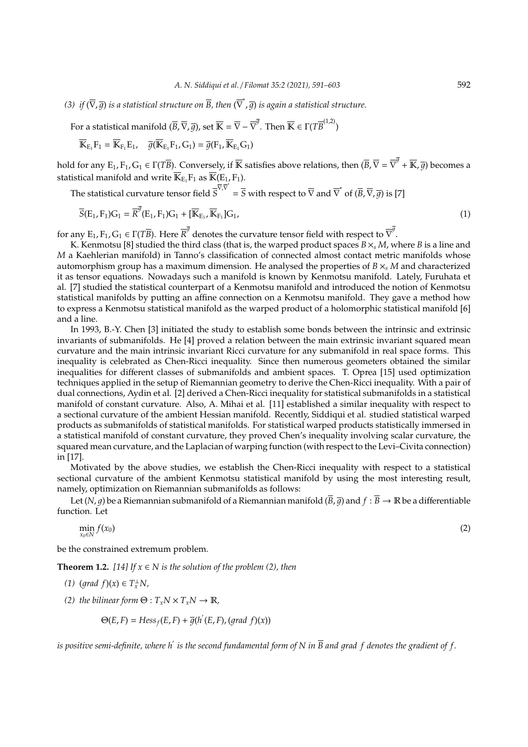*(3) if $(\overline{\nabla}, \overline{g})$ is a statistical structure on $\overline{B}$, then $(\overline{\nabla}^{*}, \overline{g})$ is again a statistical structure.*

For a statistical manifold $(\overline{B}, \overline{\nabla}, \overline{g})$, set $\overline{\mathbb{K}} = \overline{\nabla} - \overline{\nabla}^{\overline{g}}$. Then $\overline{\mathbb{K}} \in \Gamma(T\overline{B}^{(1,2)})$

$$\overline{\mathbb{K}}_{E_1} F_1 = \overline{\mathbb{K}}_{F_1} E_1, \quad \overline{g}(\overline{\mathbb{K}}_{E_1} F_1, G_1) = \overline{g}(F_1, \overline{\mathbb{K}}_{E_1} G_1)$$

hold for any $E_1, F_1, G_1 \in \Gamma(T\overline{B})$. Conversely, if $\overline{\mathbb{K}}$ satisfies above relations, then $(\overline{B}, \overline{\nabla} = \overline{\nabla}^{\overline{g}} + \overline{\mathbb{K}}, \overline{g})$ becomes a statistical manifold and write $\overline{\mathbb{K}}_{E_1} F_1$ as $\overline{\mathbb{K}}(E_1, F_1)$.

The statistical curvature tensor field $\overline{S}^{\overline{\nabla}, \overline{\nabla}^{*}} = \overline{S}$ with respect to $\overline{\nabla}$ and $\overline{\nabla}^{*}$ of $(\overline{B}, \overline{\nabla}, \overline{g})$ is [7]

$$\overline{S}(E_1, F_1)G_1 = \overline{R}^{\overline{g}}(E_1, F_1)G_1 + [\overline{\mathbb{K}}_{E_1}, \overline{\mathbb{K}}_{F_1}]G_1, \tag{1}$$

for any $E_1, F_1, G_1 \in \Gamma(T\overline{B})$. Here $\overline{R}^{\overline{g}}$ denotes the curvature tensor field with respect to $\overline{\nabla}^{\overline{g}}$.

K. Kenmotsu [8] studied the third class (that is, the warped product spaces $B \times_s M$, where $B$ is a line and $M$ a Kaehlerian manifold) in Tanno's classification of connected almost contact metric manifolds whose automorphism group has a maximum dimension. He analysed the properties of $B \times_s M$ and characterized it as tensor equations. Nowadays such a manifold is known by Kenmotsu manifold. Lately, Furuhata et al. [7] studied the statistical counterpart of a Kenmotsu manifold and introduced the notion of Kenmotsu statistical manifolds by putting an affine connection on a Kenmotsu manifold. They gave a method how to express a Kenmotsu statistical manifold as the warped product of a holomorphic statistical manifold [6] and a line.

In 1993, B.-Y. Chen [3] initiated the study to establish some bonds between the intrinsic and extrinsic invariants of submanifolds. He [4] proved a relation between the main extrinsic invariant squared mean curvature and the main intrinsic invariant Ricci curvature for any submanifold in real space forms. This inequality is celebrated as Chen-Ricci inequality. Since then numerous geometers obtained the similar inequalities for different classes of submanifolds and ambient spaces. T. Oprea [15] used optimization techniques applied in the setup of Riemannian geometry to derive the Chen-Ricci inequality. With a pair of dual connections, Aydin et al. [2] derived a Chen-Ricci inequality for statistical submanifolds in a statistical manifold of constant curvature. Also, A. Mihai et al. [11] established a similar inequality with respect to a sectional curvature of the ambient Hessian manifold. Recently, Siddiqui et al. studied statistical warped products as submanifolds of statistical manifolds. For statistical warped products statistically immersed in a statistical manifold of constant curvature, they proved Chen's inequality involving scalar curvature, the squared mean curvature, and the Laplacian of warping function (with respect to the Levi–Civita connection) in [17].

Motivated by the above studies, we establish the Chen-Ricci inequality with respect to a statistical sectional curvature of the ambient Kenmotsu statistical manifold by using the most interesting result, namely, optimization on Riemannian submanifolds as follows:

Let $(N, g)$ be a Riemannian submanifold of a Riemannian manifold $(\overline{B}, \overline{g})$ and $f : \overline{B} \to \mathbb{R}$ be a differentiable function. Let

$$\min_{x_0 \in N} f(x_0) \tag{2}$$

be the constrained extremum problem.

**Theorem 1.2.** *[14] If $x \in N$ is the solution of the problem (2), then*

*(1) $(grad\ f)(x) \in T_x^{\perp} N$,*

*(2) the bilinear form $\Theta : T_x N \times T_x N \to \mathbb{R}$,*

$$\Theta(E, F) = Hess_f(E, F) + \overline{g}(h'(E, F), (grad\ f)(x))$$

*is positive semi-definite, where $h'$ is the second fundamental form of $N$ in $\overline{B}$ and $grad\ f$ denotes the gradient of $f$.*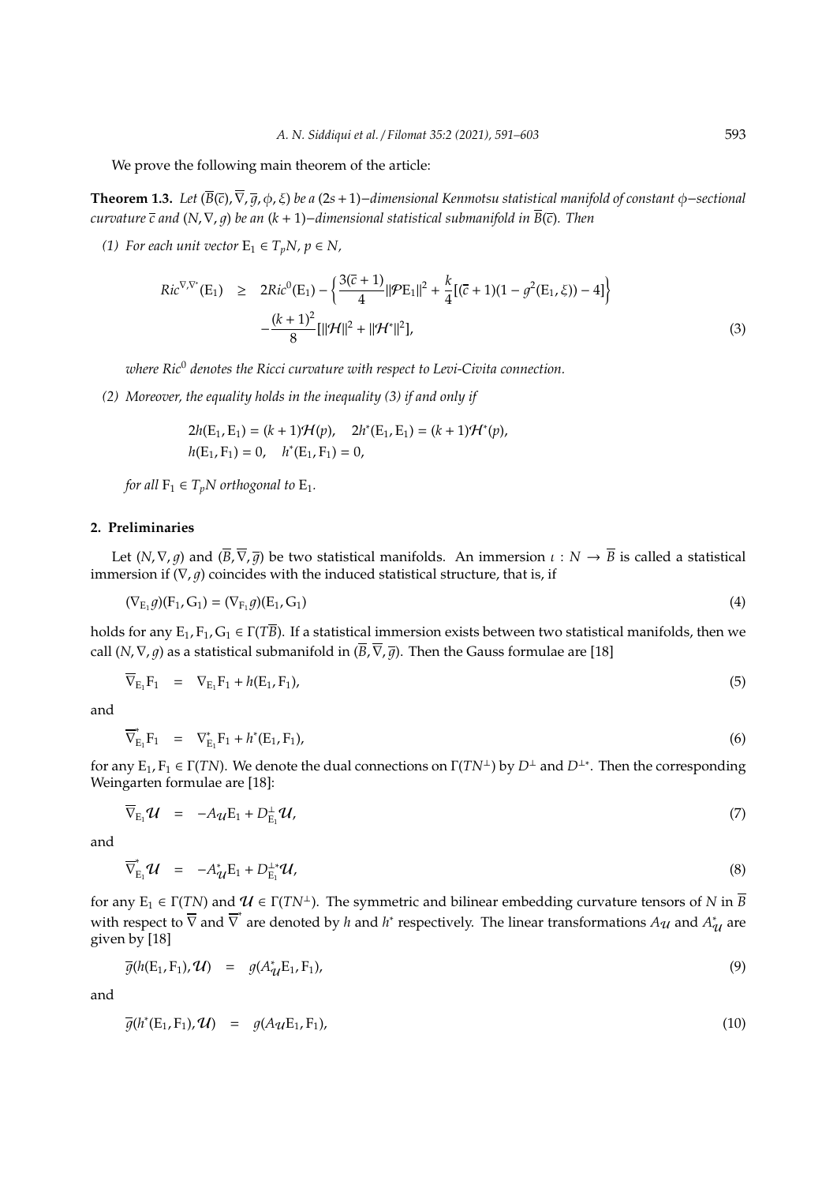We prove the following main theorem of the article:

**Theorem 1.3.** *Let $(\overline{B}(\overline{c}), \overline{\nabla}, \overline{g}, \phi, \xi)$ be a $(2s+1)-$dimensional Kenmotsu statistical manifold of constant $\phi-$sectional curvature $\overline{c}$ and $(N, \nabla, g)$ be an $(k+1)-$dimensional statistical submanifold in $\overline{B}(\overline{c})$. Then*

*(1) For each unit vector $E_1 \in T_pN$, $p \in N$,*

$$
\begin{aligned}
Ric^{\nabla,\nabla^*}(E_1) \quad \geq \quad & 2Ric^0(E_1) - \left\{ \frac{3(\overline{c}+1)}{4} \|\mathcal{P}E_1\|^2 + \frac{k}{4}[(\overline{c}+1)(1 - g^2(E_1, \xi)) - 4] \right\} \\
& - \frac{(k+1)^2}{8} [\|\mathcal{H}\|^2 + \|\mathcal{H}^*\|^2],
\end{aligned} \tag{3}
$$

*where $Ric^0$ denotes the Ricci curvature with respect to Levi-Civita connection.*

*(2) Moreover, the equality holds in the inequality (3) if and only if*

$$
\begin{aligned}
& 2h(E_1, E_1) = (k+1)\mathcal{H}(p), \quad 2h^*(E_1, E_1) = (k+1)\mathcal{H}^*(p), \\
& h(E_1, F_1) = 0, \quad h^*(E_1, F_1) = 0,
\end{aligned}
$$

*for all $F_1 \in T_pN$ orthogonal to $E_1$.*

## 2. Preliminaries

Let $(N, \nabla, g)$ and $(\overline{B}, \overline{\nabla}, \overline{g})$ be two statistical manifolds. An immersion $\iota : N \to \overline{B}$ is called a statistical immersion if $(\nabla, g)$ coincides with the induced statistical structure, that is, if

$$
(\nabla_{E_1} g)(F_1, G_1) = (\nabla_{F_1} g)(E_1, G_1) \tag{4}
$$

holds for any $E_1, F_1, G_1 \in \Gamma(T\overline{B})$. If a statistical immersion exists between two statistical manifolds, then we call $(N, \nabla, g)$ as a statistical submanifold in $(\overline{B}, \overline{\nabla}, \overline{g})$. Then the Gauss formulae are [18]

$$
\overline{\nabla}_{E_1} F_1 \quad = \quad \nabla_{E_1} F_1 + h(E_1, F_1), \tag{5}
$$

and

$$
\overline{\nabla}^*_{E_1} F_1 \quad = \quad \nabla^*_{E_1} F_1 + h^*(E_1, F_1), \tag{6}
$$

for any $E_1, F_1 \in \Gamma(TN)$. We denote the dual connections on $\Gamma(TN^\perp)$ by $D^\perp$ and $D^{\perp *}$. Then the corresponding Weingarten formulae are [18]:

$$
\overline{\nabla}_{E_1} \mathcal{U} \quad = \quad -A_{\mathcal{U}} E_1 + D^\perp_{E_1} \mathcal{U}, \tag{7}
$$

and

$$
\overline{\nabla}^*_{E_1} \mathcal{U} \quad = \quad -A^*_{\mathcal{U}} E_1 + D^{\perp *}_{E_1} \mathcal{U}, \tag{8}
$$

for any $E_1 \in \Gamma(TN)$ and $\mathcal{U} \in \Gamma(TN^\perp)$. The symmetric and bilinear embedding curvature tensors of $N$ in $\overline{B}$ with respect to $\overline{\nabla}$ and $\overline{\nabla}^*$ are denoted by $h$ and $h^*$ respectively. The linear transformations $A_{\mathcal{U}}$ and $A^*_{\mathcal{U}}$ are given by [18]

$$
\overline{g}(h(E_1, F_1), \mathcal{U}) \quad = \quad g(A^*_{\mathcal{U}} E_1, F_1), \tag{9}
$$

and

$$
\overline{g}(h^*(E_1, F_1), \mathcal{U}) \quad = \quad g(A_{\mathcal{U}} E_1, F_1), \tag{10}
$$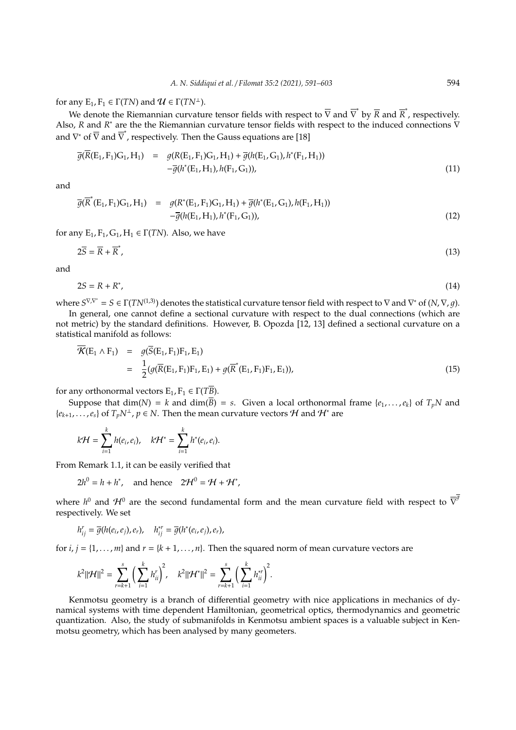for any $E_1, F_1 \in \Gamma(TN)$ and $\mathcal{U} \in \Gamma(TN^{\perp})$.

We denote the Riemannian curvature tensor fields with respect to $\overline{\nabla}$ and $\overline{\nabla}^*$ by $\overline{R}$ and $\overline{R}^*$, respectively. Also, $R$ and $R^*$ are the the Riemannian curvature tensor fields with respect to the induced connections $\nabla$ and $\nabla^*$ of $\overline{\nabla}$ and $\overline{\nabla}^*$, respectively. Then the Gauss equations are [18]

$$
\begin{aligned}
\overline{g}(\overline{R}(E_1, F_1)G_1, H_1) &= g(R(E_1, F_1)G_1, H_1) + \overline{g}(h(E_1, G_1), h^*(F_1, H_1)) \\
&\quad - \overline{g}(h^*(E_1, H_1), h(F_1, G_1)),
\end{aligned} \tag{11}
$$

and

$$
\begin{aligned}
\overline{g}(\overline{R}^*(E_1, F_1)G_1, H_1) &= g(R^*(E_1, F_1)G_1, H_1) + \overline{g}(h^*(E_1, G_1), h(F_1, H_1)) \\
&\quad - \overline{g}(h(E_1, H_1), h^*(F_1, G_1)),
\end{aligned} \tag{12}
$$

for any $E_1, F_1, G_1, H_1 \in \Gamma(TN)$. Also, we have

$$
2\overline{S} = \overline{R} + \overline{R}^*, \tag{13}
$$

and

$$
2S = R + R^*, \tag{14}
$$

where $S^{\nabla,\nabla^*} = S \in \Gamma(TN^{(1,3)})$ denotes the statistical curvature tensor field with respect to $\nabla$ and $\nabla^*$ of $(N, \nabla, g)$.

In general, one cannot define a sectional curvature with respect to the dual connections (which are not metric) by the standard definitions. However, B. Opozda [12, 13] defined a sectional curvature on a statistical manifold as follows:

$$
\begin{aligned}
\overline{\mathcal{K}}(E_1 \wedge F_1) &= g(\overline{S}(E_1, F_1)F_1, E_1) \\
&= \frac{1}{2}(g(\overline{R}(E_1, F_1)F_1, E_1) + g(\overline{R}^*(E_1, F_1)F_1, E_1)),
\end{aligned} \tag{15}
$$

for any orthonormal vectors $E_1, F_1 \in \Gamma(T\overline{B})$.

Suppose that $\dim(N) = k$ and $\dim(\overline{B}) = s$. Given a local orthonormal frame $\{e_1, \ldots, e_k\}$ of $T_pN$ and $\{e_{k+1}, \ldots, e_s\}$ of $T_pN^{\perp}$, $p \in N$. Then the mean curvature vectors $\mathcal{H}$ and $\mathcal{H}^*$ are

$$
k\mathcal{H} = \sum_{i=1}^{k} h(e_i, e_i), \quad k\mathcal{H}^* = \sum_{i=1}^{k} h^*(e_i, e_i).
$$

From Remark 1.1, it can be easily verified that

$$
2h^0 = h + h^*, \quad \text{and hence} \quad 2\mathcal{H}^0 = \mathcal{H} + \mathcal{H}^*,
$$

where $h^0$ and $\mathcal{H}^0$ are the second fundamental form and the mean curvature field with respect to $\overline{\nabla}^{\overline{g}}$ respectively. We set

$$
h_{ij}^r = \overline{g}(h(e_i, e_j), e_r), \quad h_{ij}^{*r} = \overline{g}(h^*(e_i, e_j), e_r),
$$

for $i, j = \{1, \ldots, m\}$ and $r = \{k+1, \ldots, n\}$. Then the squared norm of mean curvature vectors are

$$
k^2\|\mathcal{H}\|^2 = \sum_{r=k+1}^{s} \left( \sum_{i=1}^{k} h_{ii}^r \right)^2, \quad k^2\|\mathcal{H}^*\|^2 = \sum_{r=k+1}^{s} \left( \sum_{i=1}^{k} h_{ii}^{*r} \right)^2.
$$

Kenmotsu geometry is a branch of differential geometry with nice applications in mechanics of dynamical systems with time dependent Hamiltonian, geometrical optics, thermodynamics and geometric quantization. Also, the study of submanifolds in Kenmotsu ambient spaces is a valuable subject in Kenmotsu geometry, which has been analysed by many geometers.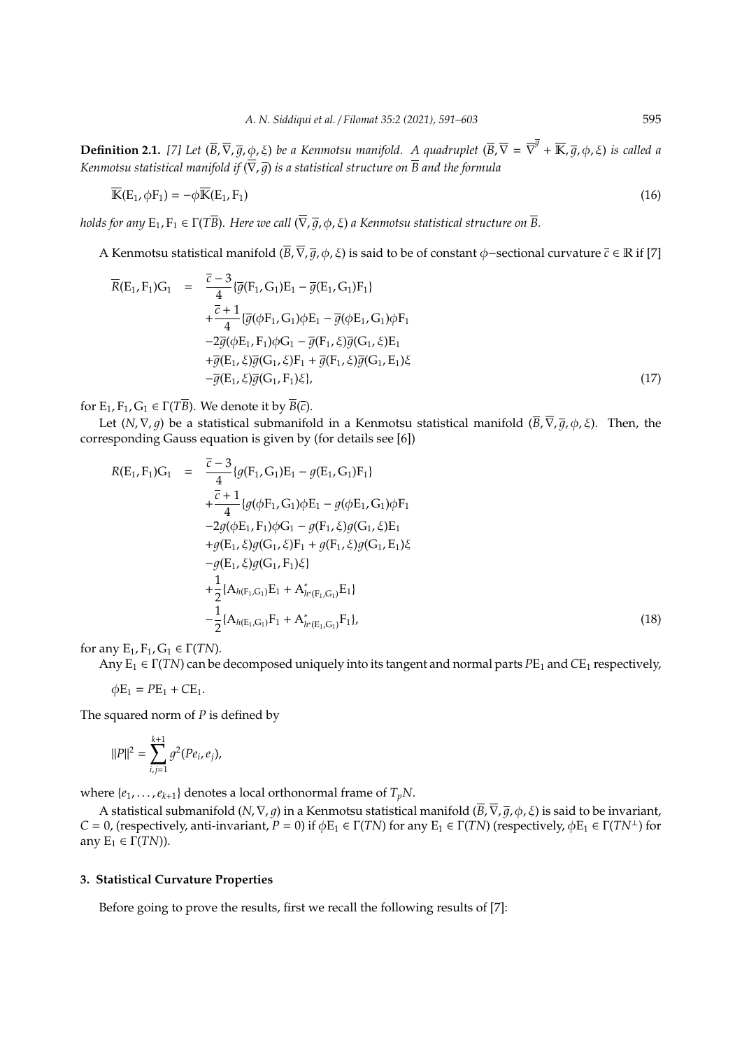**Definition 2.1.** [7] *Let $(\overline{B}, \overline{\nabla}, \overline{g}, \phi, \xi)$ be a Kenmotsu manifold. A quadruplet $(\overline{B}, \overline{\nabla} = \overline{\nabla}^{\overline{g}} + \overline{\mathbb{K}}, \overline{g}, \phi, \xi)$ is called a Kenmotsu statistical manifold if $(\overline{\nabla}, \overline{g})$ is a statistical structure on $\overline{B}$ and the formula*

$$\overline{\mathbb{K}}(\mathrm{E}_1, \phi\mathrm{F}_1) = -\phi\overline{\mathbb{K}}(\mathrm{E}_1, \mathrm{F}_1) \tag{16}$$

*holds for any $\mathrm{E}_1, \mathrm{F}_1 \in \Gamma(T\overline{B})$. Here we call $(\overline{\nabla}, \overline{g}, \phi, \xi)$ a Kenmotsu statistical structure on $\overline{B}$.*

A Kenmotsu statistical manifold $(\overline{B}, \overline{\nabla}, \overline{g}, \phi, \xi)$ is said to be of constant $\phi$−sectional curvature $\overline{c} \in \mathbb{R}$ if [7]

$$\begin{aligned}
\overline{R}(\mathrm{E}_1, \mathrm{F}_1)\mathrm{G}_1 &= \frac{\overline{c}-3}{4}\{\overline{g}(\mathrm{F}_1, \mathrm{G}_1)\mathrm{E}_1 - \overline{g}(\mathrm{E}_1, \mathrm{G}_1)\mathrm{F}_1\} \\
&\quad + \frac{\overline{c}+1}{4}\{\overline{g}(\phi\mathrm{F}_1, \mathrm{G}_1)\phi\mathrm{E}_1 - \overline{g}(\phi\mathrm{E}_1, \mathrm{G}_1)\phi\mathrm{F}_1 \\
&\quad - 2\overline{g}(\phi\mathrm{E}_1, \mathrm{F}_1)\phi\mathrm{G}_1 - \overline{g}(\mathrm{F}_1, \xi)\overline{g}(\mathrm{G}_1, \xi)\mathrm{E}_1 \\
&\quad + \overline{g}(\mathrm{E}_1, \xi)\overline{g}(\mathrm{G}_1, \xi)\mathrm{F}_1 + \overline{g}(\mathrm{F}_1, \xi)\overline{g}(\mathrm{G}_1, \mathrm{E}_1)\xi \\
&\quad - \overline{g}(\mathrm{E}_1, \xi)\overline{g}(\mathrm{G}_1, \mathrm{F}_1)\xi\},
\end{aligned} \tag{17}$$

for $\mathrm{E}_1, \mathrm{F}_1, \mathrm{G}_1 \in \Gamma(T\overline{B})$. We denote it by $\overline{B}(\overline{c})$.

Let $(N, \nabla, g)$ be a statistical submanifold in a Kenmotsu statistical manifold $(\overline{B}, \overline{\nabla}, \overline{g}, \phi, \xi)$. Then, the corresponding Gauss equation is given by (for details see [6])

$$\begin{aligned}
R(\mathrm{E}_1, \mathrm{F}_1)\mathrm{G}_1 &= \frac{\overline{c}-3}{4}\{g(\mathrm{F}_1, \mathrm{G}_1)\mathrm{E}_1 - g(\mathrm{E}_1, \mathrm{G}_1)\mathrm{F}_1\} \\
&\quad + \frac{\overline{c}+1}{4}\{g(\phi\mathrm{F}_1, \mathrm{G}_1)\phi\mathrm{E}_1 - g(\phi\mathrm{E}_1, \mathrm{G}_1)\phi\mathrm{F}_1 \\
&\quad - 2g(\phi\mathrm{E}_1, \mathrm{F}_1)\phi\mathrm{G}_1 - g(\mathrm{F}_1, \xi)g(\mathrm{G}_1, \xi)\mathrm{E}_1 \\
&\quad + g(\mathrm{E}_1, \xi)g(\mathrm{G}_1, \xi)\mathrm{F}_1 + g(\mathrm{F}_1, \xi)g(\mathrm{G}_1, \mathrm{E}_1)\xi \\
&\quad - g(\mathrm{E}_1, \xi)g(\mathrm{G}_1, \mathrm{F}_1)\xi\} \\
&\quad + \frac{1}{2}\{\mathrm{A}_{h(\mathrm{F}_1, \mathrm{G}_1)}\mathrm{E}_1 + \mathrm{A}^*_{h^*(\mathrm{F}_1, \mathrm{G}_1)}\mathrm{E}_1\} \\
&\quad - \frac{1}{2}\{\mathrm{A}_{h(\mathrm{E}_1, \mathrm{G}_1)}\mathrm{F}_1 + \mathrm{A}^*_{h^*(\mathrm{E}_1, \mathrm{G}_1)}\mathrm{F}_1\},
\end{aligned} \tag{18}$$

for any $\mathrm{E}_1, \mathrm{F}_1, \mathrm{G}_1 \in \Gamma(TN)$.

Any $\mathrm{E}_1 \in \Gamma(TN)$ can be decomposed uniquely into its tangent and normal parts $P\mathrm{E}_1$ and $C\mathrm{E}_1$ respectively,

$$\phi\mathrm{E}_1 = P\mathrm{E}_1 + C\mathrm{E}_1.$$

The squared norm of $P$ is defined by

$$\|P\|^2 = \sum_{i,j=1}^{k+1} g^2(Pe_i, e_j),$$

where $\{e_1, \ldots, e_{k+1}\}$ denotes a local orthonormal frame of $T_pN$.

A statistical submanifold $(N, \nabla, g)$ in a Kenmotsu statistical manifold $(\overline{B}, \overline{\nabla}, \overline{g}, \phi, \xi)$ is said to be invariant, $C = 0$, (respectively, anti-invariant, $P = 0$) if $\phi\mathrm{E}_1 \in \Gamma(TN)$ for any $\mathrm{E}_1 \in \Gamma(TN)$ (respectively, $\phi\mathrm{E}_1 \in \Gamma(TN^\perp)$ for any $\mathrm{E}_1 \in \Gamma(TN)$).

## 3. Statistical Curvature Properties

Before going to prove the results, first we recall the following results of [7]: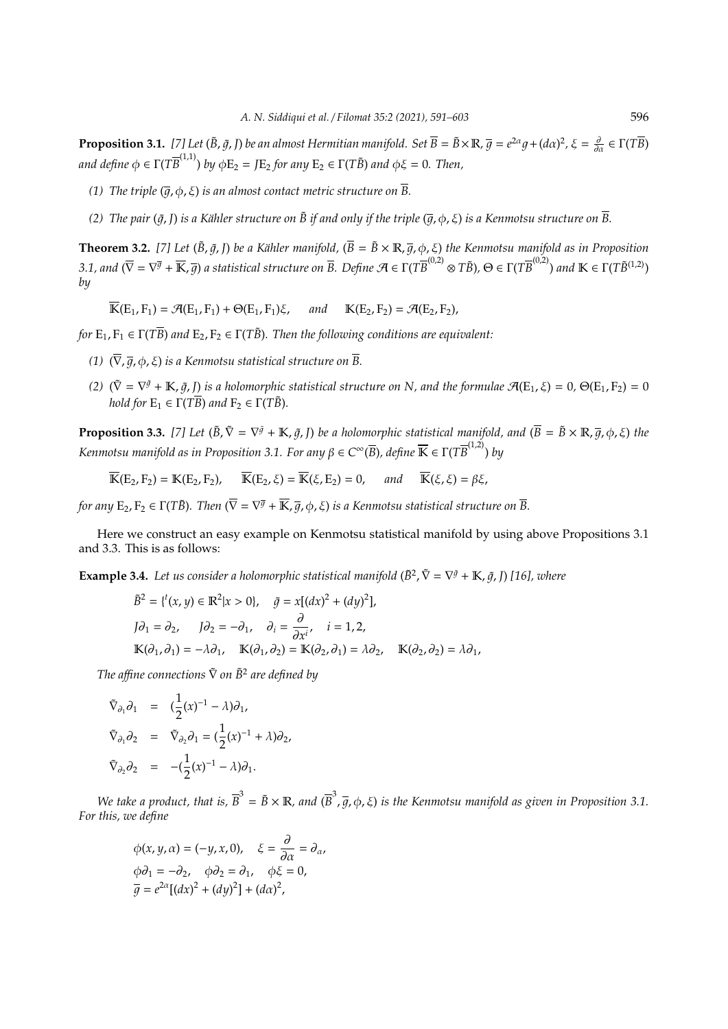**Proposition 3.1.** *[7] Let $(\tilde{B}, \tilde{g}, J)$ be an almost Hermitian manifold. Set $\overline{B} = \tilde{B} \times \mathbb{R}$, $\overline{g} = e^{2\alpha}g + (d\alpha)^2$, $\xi = \frac{\partial}{\partial\alpha} \in \Gamma(T\overline{B})$ and define $\phi \in \Gamma(T\overline{B}^{(1,1)})$ by $\phi E_2 = JE_2$ for any $E_2 \in \Gamma(T\tilde{B})$ and $\phi\xi = 0$. Then,*

*(1) The triple $(\overline{g}, \phi, \xi)$ is an almost contact metric structure on $\overline{B}$.*

*(2) The pair $(\tilde{g}, J)$ is a Kähler structure on $\tilde{B}$ if and only if the triple $(\overline{g}, \phi, \xi)$ is a Kenmotsu structure on $\overline{B}$.*

**Theorem 3.2.** *[7] Let $(\tilde{B}, \tilde{g}, J)$ be a Kähler manifold, $(\overline{B} = \tilde{B} \times \mathbb{R}, \overline{g}, \phi, \xi)$ the Kenmotsu manifold as in Proposition 3.1, and $(\overline{\nabla} = \nabla^{\overline{g}} + \overline{\mathbb{K}}, \overline{g})$ a statistical structure on $\overline{B}$. Define $\mathcal{A} \in \Gamma(T\overline{B}^{(0,2)} \otimes T\tilde{B})$, $\Theta \in \Gamma(T\overline{B}^{(0,2)})$ and $\mathbb{K} \in \Gamma(T\tilde{B}^{(1,2)})$ by*

$$\overline{\mathbb{K}}(E_1, F_1) = \mathcal{A}(E_1, F_1) + \Theta(E_1, F_1)\xi, \quad \text{and} \quad \mathbb{K}(E_2, F_2) = \mathcal{A}(E_2, F_2),$$

*for $E_1, F_1 \in \Gamma(T\overline{B})$ and $E_2, F_2 \in \Gamma(T\tilde{B})$. Then the following conditions are equivalent:*

*(1) $(\overline{\nabla}, \overline{g}, \phi, \xi)$ is a Kenmotsu statistical structure on $\overline{B}$.*

*(2) $(\tilde{\nabla} = \nabla^{\tilde{g}} + \mathbb{K}, \tilde{g}, J)$ is a holomorphic statistical structure on $N$, and the formulae $\mathcal{A}(E_1, \xi) = 0$, $\Theta(E_1, F_2) = 0$ hold for $E_1 \in \Gamma(T\overline{B})$ and $F_2 \in \Gamma(T\tilde{B})$.*

**Proposition 3.3.** *[7] Let $(\tilde{B}, \tilde{\nabla} = \nabla^{\tilde{g}} + \mathbb{K}, \tilde{g}, J)$ be a holomorphic statistical manifold, and $(\overline{B} = \tilde{B} \times \mathbb{R}, \overline{g}, \phi, \xi)$ the Kenmotsu manifold as in Proposition 3.1. For any $\beta \in C^\infty(\overline{B})$, define $\overline{\mathbb{K}} \in \Gamma(T\overline{B}^{(1,2)})$ by*

$$\overline{\mathbb{K}}(E_2, F_2) = \mathbb{K}(E_2, F_2), \quad \overline{\mathbb{K}}(E_2, \xi) = \overline{\mathbb{K}}(\xi, E_2) = 0, \quad \text{and} \quad \overline{\mathbb{K}}(\xi, \xi) = \beta\xi,$$

*for any $E_2, F_2 \in \Gamma(T\tilde{B})$. Then $(\overline{\nabla} = \nabla^{\overline{g}} + \overline{\mathbb{K}}, \overline{g}, \phi, \xi)$ is a Kenmotsu statistical structure on $\overline{B}$.*

Here we construct an easy example on Kenmotsu statistical manifold by using above Propositions 3.1 and 3.3. This is as follows:

**Example 3.4.** *Let us consider a holomorphic statistical manifold $(\tilde{B}^2, \tilde{\nabla} = \nabla^{\tilde{g}} + \mathbb{K}, \tilde{g}, J)$ [16], where*

$$\tilde{B}^2 = \{{}^t(x, y) \in \mathbb{R}^2 | x > 0\}, \quad \tilde{g} = x[(dx)^2 + (dy)^2],$$

$$J\partial_1 = \partial_2, \quad J\partial_2 = -\partial_1, \quad \partial_i = \frac{\partial}{\partial x^i}, \quad i = 1, 2,$$

$$\mathbb{K}(\partial_1, \partial_1) = -\lambda\partial_1, \quad \mathbb{K}(\partial_1, \partial_2) = \mathbb{K}(\partial_2, \partial_1) = \lambda\partial_2, \quad \mathbb{K}(\partial_2, \partial_2) = \lambda\partial_1,$$

*The affine connections $\tilde{\nabla}$ on $\tilde{B}^2$ are defined by*

$$\begin{aligned}
\tilde{\nabla}_{\partial_1}\partial_1 &= (\frac{1}{2}(x)^{-1} - \lambda)\partial_1, \\
\tilde{\nabla}_{\partial_1}\partial_2 &= \tilde{\nabla}_{\partial_2}\partial_1 = (\frac{1}{2}(x)^{-1} + \lambda)\partial_2, \\
\tilde{\nabla}_{\partial_2}\partial_2 &= -(\frac{1}{2}(x)^{-1} - \lambda)\partial_1.
\end{aligned}$$

*We take a product, that is, $\overline{B}^3 = \tilde{B} \times \mathbb{R}$, and $(\overline{B}^3, \overline{g}, \phi, \xi)$ is the Kenmotsu manifold as given in Proposition 3.1. For this, we define*

$$\phi(x, y, \alpha) = (-y, x, 0), \quad \xi = \frac{\partial}{\partial\alpha} = \partial_\alpha,$$

$$\phi\partial_1 = -\partial_2, \quad \phi\partial_2 = \partial_1, \quad \phi\xi = 0,$$

$$\overline{g} = e^{2\alpha}[(dx)^2 + (dy)^2] + (d\alpha)^2,$$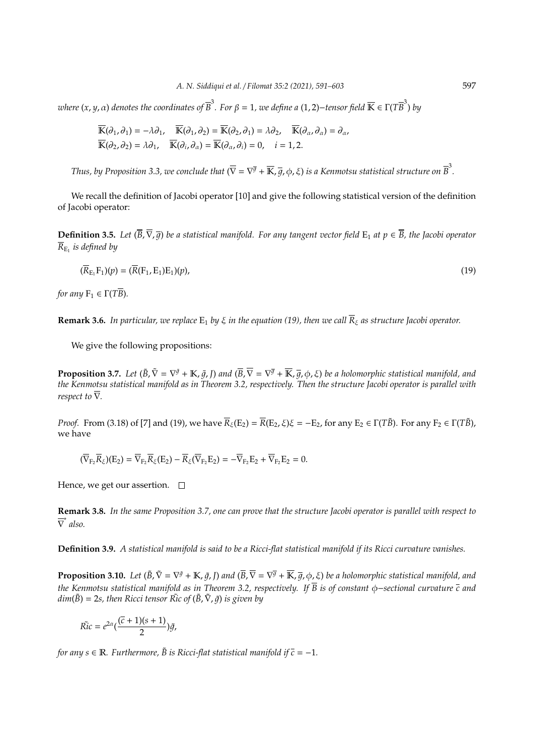*where $(x, y, \alpha)$ denotes the coordinates of $\overline{B}^3$. For $\beta = 1$, we define a $(1,2)-$tensor field $\overline{\mathbb{K}} \in \Gamma(T\overline{B}^3)$ by*

$$\overline{\mathbb{K}}(\partial_1, \partial_1) = -\lambda\partial_1, \quad \overline{\mathbb{K}}(\partial_1, \partial_2) = \overline{\mathbb{K}}(\partial_2, \partial_1) = \lambda\partial_2, \quad \overline{\mathbb{K}}(\partial_\alpha, \partial_\alpha) = \partial_\alpha,$$
$$\overline{\mathbb{K}}(\partial_2, \partial_2) = \lambda\partial_1, \quad \overline{\mathbb{K}}(\partial_i, \partial_\alpha) = \overline{\mathbb{K}}(\partial_\alpha, \partial_i) = 0, \quad i = 1, 2.$$

*Thus, by Proposition 3.3, we conclude that $(\overline{\nabla} = \nabla^{\overline{g}} + \overline{\mathbb{K}}, \overline{g}, \phi, \xi)$ is a Kenmotsu statistical structure on $\overline{B}^3$.*

We recall the definition of Jacobi operator [10] and give the following statistical version of the definition of Jacobi operator:

**Definition 3.5.** *Let $(\overline{B}, \overline{\nabla}, \overline{g})$ be a statistical manifold. For any tangent vector field $E_1$ at $p \in \overline{B}$, the Jacobi operator $\overline{R}_{E_1}$ is defined by*

$$(\overline{R}_{E_1} F_1)(p) = (\overline{R}(F_1, E_1)E_1)(p), \tag{19}$$

*for any $F_1 \in \Gamma(T\overline{B})$.*

**Remark 3.6.** *In particular, we replace $E_1$ by $\xi$ in the equation (19), then we call $\overline{R}_\xi$ as structure Jacobi operator.*

We give the following propositions:

**Proposition 3.7.** *Let $(\tilde{B}, \tilde{\nabla} = \nabla^{\tilde{g}} + \mathbb{K}, \tilde{g}, J)$ and $(\overline{B}, \overline{\nabla} = \nabla^{\overline{g}} + \overline{\mathbb{K}}, \overline{g}, \phi, \xi)$ be a holomorphic statistical manifold, and the Kenmotsu statistical manifold as in Theorem 3.2, respectively. Then the structure Jacobi operator is parallel with respect to $\overline{\nabla}$.*

*Proof.* From (3.18) of [7] and (19), we have $\overline{R}_\xi(E_2) = \overline{R}(E_2, \xi)\xi = -E_2$, for any $E_2 \in \Gamma(T\tilde{B})$. For any $F_2 \in \Gamma(T\tilde{B})$, we have

$$(\overline{\nabla}_{F_2}\overline{R}_\xi)(E_2) = \overline{\nabla}_{F_2}\overline{R}_\xi(E_2) - \overline{R}_\xi(\overline{\nabla}_{F_2}E_2) = -\overline{\nabla}_{F_2}E_2 + \overline{\nabla}_{F_2}E_2 = 0.$$

Hence, we get our assertion. □

**Remark 3.8.** *In the same Proposition 3.7, one can prove that the structure Jacobi operator is parallel with respect to $\overline{\nabla}^*$ also.*

**Definition 3.9.** *A statistical manifold is said to be a Ricci-flat statistical manifold if its Ricci curvature vanishes.*

**Proposition 3.10.** *Let $(\tilde{B}, \tilde{\nabla} = \nabla^{\tilde{g}} + \mathbb{K}, \tilde{g}, J)$ and $(\overline{B}, \overline{\nabla} = \nabla^{\overline{g}} + \overline{\mathbb{K}}, \overline{g}, \phi, \xi)$ be a holomorphic statistical manifold, and the Kenmotsu statistical manifold as in Theorem 3.2, respectively. If $\overline{B}$ is of constant $\phi-$sectional curvature $\overline{c}$ and $dim(\tilde{B}) = 2s$, then Ricci tensor $\tilde{Ric}$ of $(\tilde{B}, \tilde{\nabla}, \tilde{g})$ is given by*

$$\tilde{Ric} = e^{2\alpha}\left(\frac{(\overline{c}+1)(s+1)}{2}\right)\tilde{g},$$

*for any $s \in \mathbb{R}$. Furthermore, $\tilde{B}$ is Ricci-flat statistical manifold if $\overline{c} = -1$.*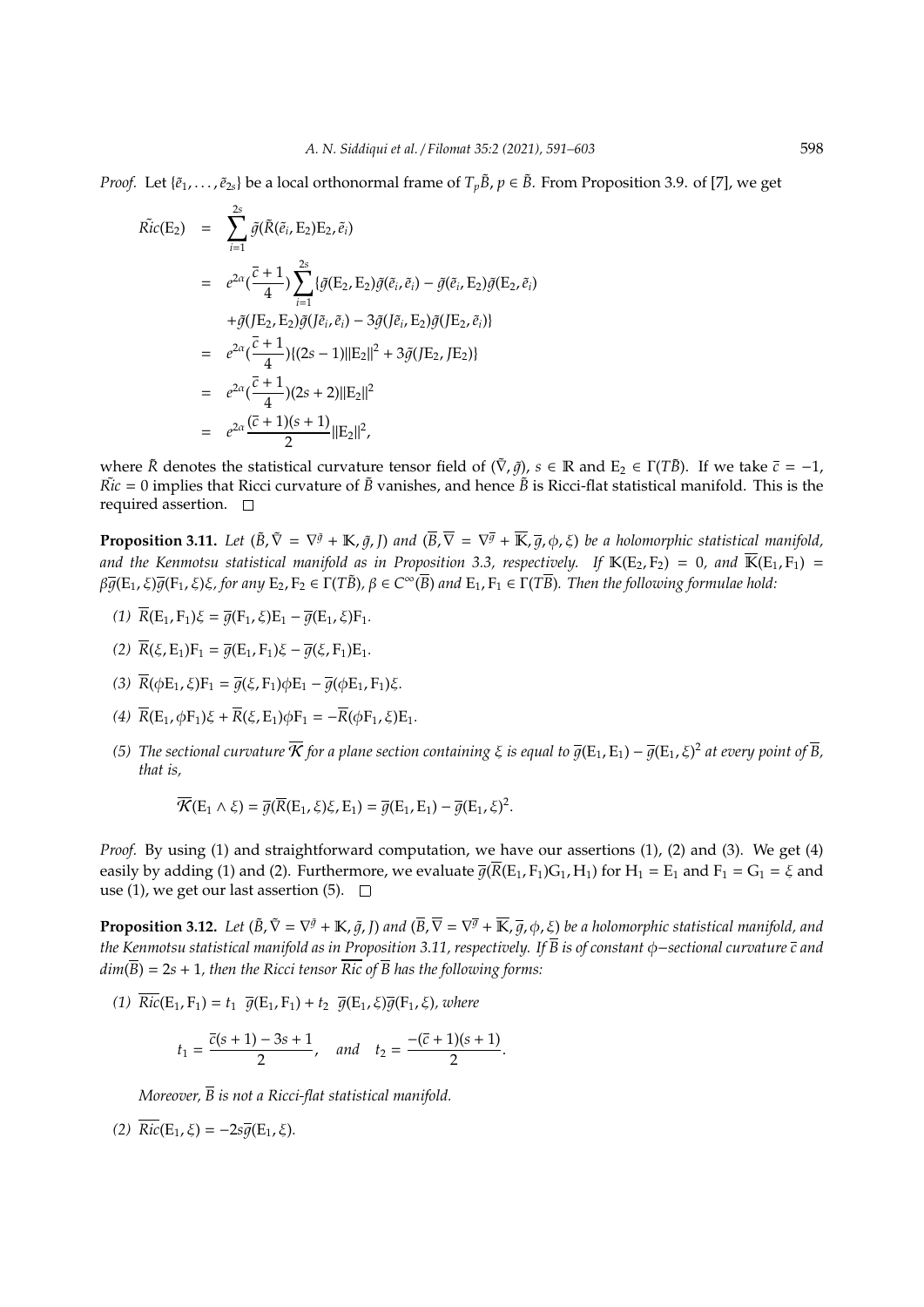*Proof.* Let $\{\tilde{e}_1, \ldots, \tilde{e}_{2s}\}$ be a local orthonormal frame of $T_p\tilde{B}$, $p \in \tilde{B}$. From Proposition 3.9. of [7], we get

$$
\begin{aligned}
\tilde{Ric}(\mathrm{E}_2) &= \sum_{i=1}^{2s} \tilde{g}(\tilde{R}(\tilde{e}_i, \mathrm{E}_2)\mathrm{E}_2, \tilde{e}_i) \\
&= e^{2\alpha}(\frac{\overline{c}+1}{4}) \sum_{i=1}^{2s} \{\tilde{g}(\mathrm{E}_2, \mathrm{E}_2)\tilde{g}(\tilde{e}_i, \tilde{e}_i) - \tilde{g}(\tilde{e}_i, \mathrm{E}_2)\tilde{g}(\mathrm{E}_2, \tilde{e}_i) \\
&\quad + \tilde{g}(J\mathrm{E}_2, \mathrm{E}_2)\tilde{g}(J\tilde{e}_i, \tilde{e}_i) - 3\tilde{g}(J\tilde{e}_i, \mathrm{E}_2)\tilde{g}(J\mathrm{E}_2, \tilde{e}_i)\} \\
&= e^{2\alpha}(\frac{\overline{c}+1}{4})\{(2s-1)\|\mathrm{E}_2\|^2 + 3\tilde{g}(J\mathrm{E}_2, J\mathrm{E}_2)\} \\
&= e^{2\alpha}(\frac{\overline{c}+1}{4})(2s+2)\|\mathrm{E}_2\|^2 \\
&= e^{2\alpha}\frac{(\overline{c}+1)(s+1)}{2}\|\mathrm{E}_2\|^2,
\end{aligned}
$$

where $\tilde{R}$ denotes the statistical curvature tensor field of $(\tilde{\nabla}, \tilde{g})$, $s \in \mathbb{R}$ and $\mathrm{E}_2 \in \Gamma(T\tilde{B})$. If we take $\overline{c} = -1$, $\tilde{Ric} = 0$ implies that Ricci curvature of $\tilde{B}$ vanishes, and hence $\tilde{B}$ is Ricci-flat statistical manifold. This is the required assertion. $\square$

**Proposition 3.11.** *Let $(\tilde{B}, \tilde{\nabla} = \nabla^{\tilde{g}} + \mathbb{K}, \tilde{g}, J)$ and $(\overline{B}, \overline{\nabla} = \nabla^{\overline{g}} + \overline{\mathbb{K}}, \overline{g}, \phi, \xi)$ be a holomorphic statistical manifold, and the Kenmotsu statistical manifold as in Proposition 3.3, respectively. If $\mathbb{K}(\mathrm{E}_2, \mathrm{F}_2) = 0$, and $\overline{\mathbb{K}}(\mathrm{E}_1, \mathrm{F}_1) = \beta\overline{g}(\mathrm{E}_1, \xi)\overline{g}(\mathrm{F}_1, \xi)\xi$, for any $\mathrm{E}_2, \mathrm{F}_2 \in \Gamma(T\tilde{B})$, $\beta \in C^\infty(\overline{B})$ and $\mathrm{E}_1, \mathrm{F}_1 \in \Gamma(T\overline{B})$. Then the following formulae hold:*

*(1)* $\overline{R}(\mathrm{E}_1, \mathrm{F}_1)\xi = \overline{g}(\mathrm{F}_1, \xi)\mathrm{E}_1 - \overline{g}(\mathrm{E}_1, \xi)\mathrm{F}_1$.

*(2)* $\overline{R}(\xi, \mathrm{E}_1)\mathrm{F}_1 = \overline{g}(\mathrm{E}_1, \mathrm{F}_1)\xi - \overline{g}(\xi, \mathrm{F}_1)\mathrm{E}_1$.

*(3)* $\overline{R}(\phi\mathrm{E}_1, \xi)\mathrm{F}_1 = \overline{g}(\xi, \mathrm{F}_1)\phi\mathrm{E}_1 - \overline{g}(\phi\mathrm{E}_1, \mathrm{F}_1)\xi$.

*(4)* $\overline{R}(\mathrm{E}_1, \phi\mathrm{F}_1)\xi + \overline{R}(\xi, \mathrm{E}_1)\phi\mathrm{F}_1 = -\overline{R}(\phi\mathrm{F}_1, \xi)\mathrm{E}_1$.

*(5) The sectional curvature $\overline{\mathcal{K}}$ for a plane section containing $\xi$ is equal to $\overline{g}(\mathrm{E}_1, \mathrm{E}_1) - \overline{g}(\mathrm{E}_1, \xi)^2$ at every point of $\overline{B}$, that is,*

$$\overline{\mathcal{K}}(\mathrm{E}_1 \wedge \xi) = \overline{g}(\overline{R}(\mathrm{E}_1, \xi)\xi, \mathrm{E}_1) = \overline{g}(\mathrm{E}_1, \mathrm{E}_1) - \overline{g}(\mathrm{E}_1, \xi)^2.$$

*Proof.* By using (1) and straightforward computation, we have our assertions (1), (2) and (3). We get (4) easily by adding (1) and (2). Furthermore, we evaluate $\overline{g}(\overline{R}(\mathrm{E}_1, \mathrm{F}_1)\mathrm{G}_1, \mathrm{H}_1)$ for $\mathrm{H}_1 = \mathrm{E}_1$ and $\mathrm{F}_1 = \mathrm{G}_1 = \xi$ and use (1), we get our last assertion (5). $\square$

**Proposition 3.12.** *Let $(\tilde{B}, \tilde{\nabla} = \nabla^{\tilde{g}} + \mathbb{K}, \tilde{g}, J)$ and $(\overline{B}, \overline{\nabla} = \nabla^{\overline{g}} + \overline{\mathbb{K}}, \overline{g}, \phi, \xi)$ be a holomorphic statistical manifold, and the Kenmotsu statistical manifold as in Proposition 3.11, respectively. If $\overline{B}$ is of constant $\phi$−sectional curvature $\overline{c}$ and $dim(\overline{B}) = 2s + 1$, then the Ricci tensor $\overline{Ric}$ of $\overline{B}$ has the following forms:*

*(1)* $\overline{Ric}(\mathrm{E}_1, \mathrm{F}_1) = t_1\ \overline{g}(\mathrm{E}_1, \mathrm{F}_1) + t_2\ \overline{g}(\mathrm{E}_1, \xi)\overline{g}(\mathrm{F}_1, \xi)$*, where*

$$t_1 = \frac{\overline{c}(s+1) - 3s + 1}{2}, \quad \textit{and} \quad t_2 = \frac{-(\overline{c}+1)(s+1)}{2}.$$

*Moreover, $\overline{B}$ is not a Ricci-flat statistical manifold.*

*(2)* $\overline{Ric}(\mathrm{E}_1, \xi) = -2s\overline{g}(\mathrm{E}_1, \xi)$.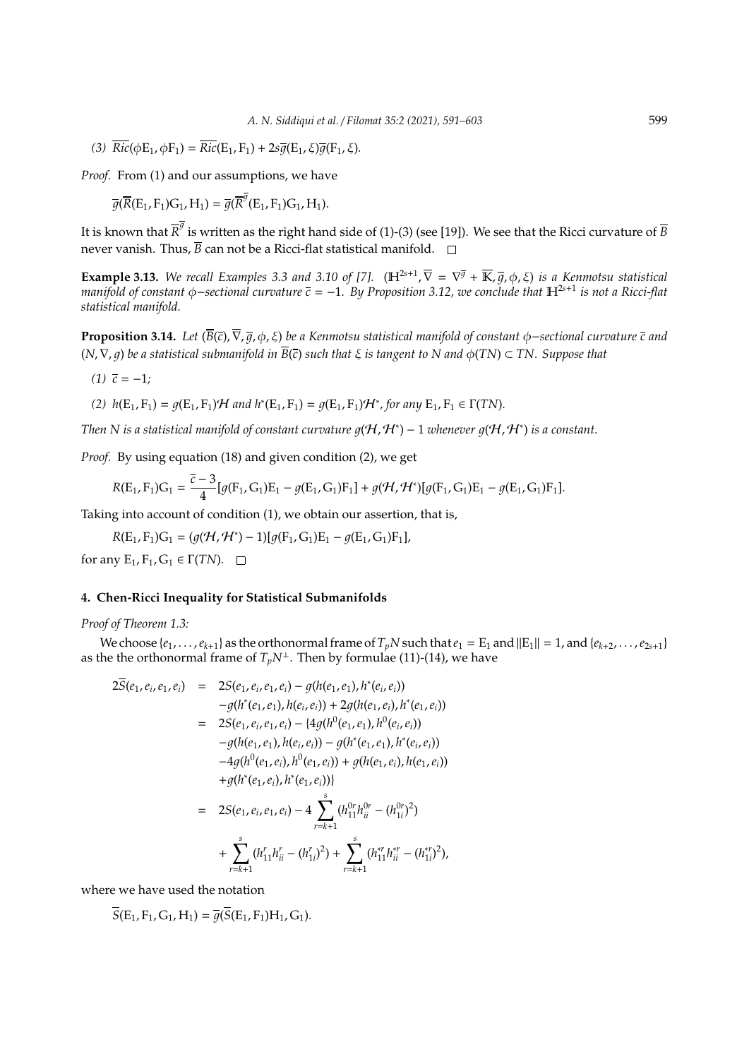(3) $\overline{Ric}(\phi E_1, \phi F_1) = \overline{Ric}(E_1, F_1) + 2s\overline{g}(E_1, \xi)\overline{g}(F_1, \xi)$.

*Proof.* From (1) and our assumptions, we have

$$\overline{g}(\overline{R}(E_1, F_1)G_1, H_1) = \overline{g}(\overline{R}^{\overline{g}}(E_1, F_1)G_1, H_1).$$

It is known that $\overline{R}^{\overline{g}}$ is written as the right hand side of (1)-(3) (see [19]). We see that the Ricci curvature of $\overline{B}$ never vanish. Thus, $\overline{B}$ can not be a Ricci-flat statistical manifold. □

**Example 3.13.** *We recall Examples 3.3 and 3.10 of [7]. $(\mathbb{H}^{2s+1}, \overline{\nabla} = \nabla^{\overline{g}} + \overline{\mathbb{K}}, \overline{g}, \phi, \xi)$ is a Kenmotsu statistical manifold of constant $\phi-$sectional curvature $\overline{c} = -1$. By Proposition 3.12, we conclude that $\mathbb{H}^{2s+1}$ is not a Ricci-flat statistical manifold.*

**Proposition 3.14.** *Let $(\overline{B}(\overline{c}), \overline{\nabla}, \overline{g}, \phi, \xi)$ be a Kenmotsu statistical manifold of constant $\phi-$sectional curvature $\overline{c}$ and $(N, \nabla, g)$ be a statistical submanifold in $\overline{B}(\overline{c})$ such that $\xi$ is tangent to $N$ and $\phi(TN) \subset TN$. Suppose that*

*(1) $\overline{c} = -1$;*

*(2) $h(E_1, F_1) = g(E_1, F_1)\mathcal{H}$ and $h^*(E_1, F_1) = g(E_1, F_1)\mathcal{H}^*$, for any $E_1, F_1 \in \Gamma(TN)$.*

*Then $N$ is a statistical manifold of constant curvature $g(\mathcal{H}, \mathcal{H}^*) - 1$ whenever $g(\mathcal{H}, \mathcal{H}^*)$ is a constant.*

*Proof.* By using equation (18) and given condition (2), we get

$$R(E_1, F_1)G_1 = \frac{\overline{c} - 3}{4}[g(F_1, G_1)E_1 - g(E_1, G_1)F_1] + g(\mathcal{H}, \mathcal{H}^*)[g(F_1, G_1)E_1 - g(E_1, G_1)F_1].$$

Taking into account of condition (1), we obtain our assertion, that is,

$$R(E_1, F_1)G_1 = (g(\mathcal{H}, \mathcal{H}^*) - 1)[g(F_1, G_1)E_1 - g(E_1, G_1)F_1],$$

for any $E_1, F_1, G_1 \in \Gamma(TN)$. □

## 4. Chen-Ricci Inequality for Statistical Submanifolds

*Proof of Theorem 1.3:*

We choose $\{e_1, \ldots, e_{k+1}\}$ as the orthonormal frame of $T_pN$ such that $e_1 = E_1$ and $\|E_1\| = 1$, and $\{e_{k+2}, \ldots, e_{2s+1}\}$ as the the orthonormal frame of $T_pN^\perp$. Then by formulae (11)-(14), we have

$$\begin{aligned}
2\overline{S}(e_1, e_i, e_1, e_i) &= 2S(e_1, e_i, e_1, e_i) - g(h(e_1, e_1), h^*(e_i, e_i)) \\
&\quad - g(h^*(e_1, e_1), h(e_i, e_i)) + 2g(h(e_1, e_i), h^*(e_1, e_i)) \\
&= 2S(e_1, e_i, e_1, e_i) - \{4g(h^0(e_1, e_1), h^0(e_i, e_i)) \\
&\quad - g(h(e_1, e_1), h(e_i, e_i)) - g(h^*(e_1, e_1), h^*(e_i, e_i)) \\
&\quad - 4g(h^0(e_1, e_i), h^0(e_1, e_i)) + g(h(e_1, e_i), h(e_1, e_i)) \\
&\quad + g(h^*(e_1, e_i), h^*(e_1, e_i))\} \\
&= 2S(e_1, e_i, e_1, e_i) - 4\sum_{r=k+1}^{s}(h_{11}^{0r}h_{ii}^{0r} - (h_{1i}^{0r})^2) \\
&\quad + \sum_{r=k+1}^{s}(h_{11}^{r}h_{ii}^{r} - (h_{1i}^{r})^2) + \sum_{r=k+1}^{s}(h_{11}^{*r}h_{ii}^{*r} - (h_{1i}^{*r})^2),
\end{aligned}$$

where we have used the notation

$$\overline{S}(E_1, F_1, G_1, H_1) = \overline{g}(\overline{S}(E_1, F_1)H_1, G_1).$$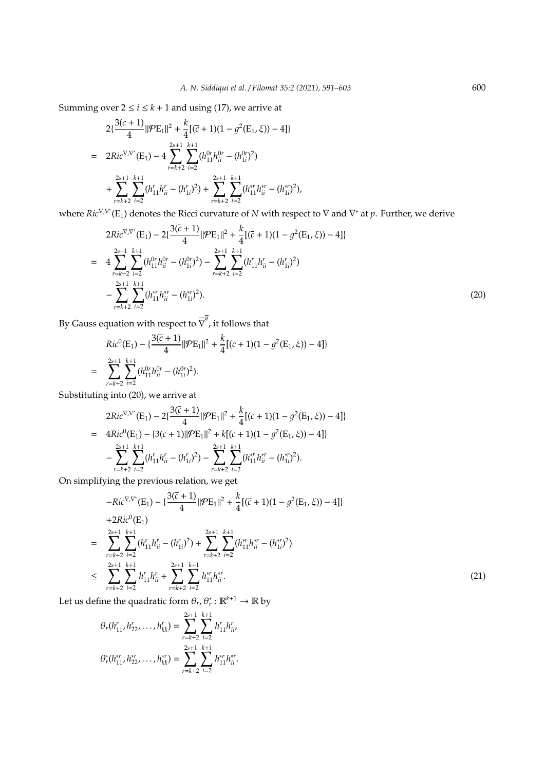Summing over $2 \leq i \leq k+1$ and using (17), we arrive at

$$
\begin{aligned}
& 2\{\frac{3(\overline{c}+1)}{4}\|\mathcal{P}\mathrm{E}_1\|^2 + \frac{k}{4}[(\overline{c}+1)(1-g^2(\mathrm{E}_1,\xi)) - 4]\} \\
= \; & 2Ric^{\nabla,\nabla^*}(\mathrm{E}_1) - 4\sum_{r=k+2}^{2s+1}\sum_{i=2}^{k+1}(h_{11}^{0r}h_{ii}^{0r} - (h_{1i}^{0r})^2) \\
& + \sum_{r=k+2}^{2s+1}\sum_{i=2}^{k+1}(h_{11}^{r}h_{ii}^{r} - (h_{1i}^{r})^2) + \sum_{r=k+2}^{2s+1}\sum_{i=2}^{k+1}(h_{11}^{*r}h_{ii}^{*r} - (h_{1i}^{*r})^2),
\end{aligned}
$$

where $Ric^{\nabla,\nabla^*}(\mathrm{E}_1)$ denotes the Ricci curvature of $N$ with respect to $\nabla$ and $\nabla^*$ at $p$. Further, we derive

$$
\begin{aligned}
& 2Ric^{\nabla,\nabla^*}(\mathrm{E}_1) - 2\{\frac{3(\overline{c}+1)}{4}\|\mathcal{P}\mathrm{E}_1\|^2 + \frac{k}{4}[(\overline{c}+1)(1-g^2(\mathrm{E}_1,\xi)) - 4]\} \\
= \; & 4\sum_{r=k+2}^{2s+1}\sum_{i=2}^{k+1}(h_{11}^{0r}h_{ii}^{0r} - (h_{1i}^{0r})^2) - \sum_{r=k+2}^{2s+1}\sum_{i=2}^{k+1}(h_{11}^{r}h_{ii}^{r} - (h_{1i}^{r})^2) \\
& - \sum_{r=k+2}^{2s+1}\sum_{i=2}^{k+1}(h_{11}^{*r}h_{ii}^{*r} - (h_{1i}^{*r})^2). \qquad (20)
\end{aligned}
$$

By Gauss equation with respect to $\overline{\nabla}^{\overline{g}}$, it follows that

$$
\begin{aligned}
& Ric^{0}(\mathrm{E}_1) - \{\frac{3(\overline{c}+1)}{4}\|\mathcal{P}\mathrm{E}_1\|^2 + \frac{k}{4}[(\overline{c}+1)(1-g^2(\mathrm{E}_1,\xi)) - 4]\} \\
= \; & \sum_{r=k+2}^{2s+1}\sum_{i=2}^{k+1}(h_{11}^{0r}h_{ii}^{0r} - (h_{1i}^{0r})^2).
\end{aligned}
$$

Substituting into (20), we arrive at

$$
\begin{aligned}
& 2Ric^{\nabla,\nabla^*}(\mathrm{E}_1) - 2\{\frac{3(\overline{c}+1)}{4}\|\mathcal{P}\mathrm{E}_1\|^2 + \frac{k}{4}[(\overline{c}+1)(1-g^2(\mathrm{E}_1,\xi)) - 4]\} \\
= \; & 4Ric^{0}(\mathrm{E}_1) - \{3(\overline{c}+1)\|\mathcal{P}\mathrm{E}_1\|^2 + k[(\overline{c}+1)(1-g^2(\mathrm{E}_1,\xi)) - 4]\} \\
& - \sum_{r=k+2}^{2s+1}\sum_{i=2}^{k+1}(h_{11}^{r}h_{ii}^{r} - (h_{1i}^{r})^2) - \sum_{r=k+2}^{2s+1}\sum_{i=2}^{k+1}(h_{11}^{*r}h_{ii}^{*r} - (h_{1i}^{*r})^2).
\end{aligned}
$$

On simplifying the previous relation, we get

$$
\begin{aligned}
& -Ric^{\nabla,\nabla^*}(\mathrm{E}_1) - \{\frac{3(\overline{c}+1)}{4}\|\mathcal{P}\mathrm{E}_1\|^2 + \frac{k}{4}[(\overline{c}+1)(1-g^2(\mathrm{E}_1,\xi)) - 4]\} \\
& + 2Ric^{0}(\mathrm{E}_1) \\
= \; & \sum_{r=k+2}^{2s+1}\sum_{i=2}^{k+1}(h_{11}^{r}h_{ii}^{r} - (h_{1i}^{r})^2) + \sum_{r=k+2}^{2s+1}\sum_{i=2}^{k+1}(h_{11}^{*r}h_{ii}^{*r} - (h_{1i}^{*r})^2) \\
\leq \; & \sum_{r=k+2}^{2s+1}\sum_{i=2}^{k+1}h_{11}^{r}h_{ii}^{r} + \sum_{r=k+2}^{2s+1}\sum_{i=2}^{k+1}h_{11}^{*r}h_{ii}^{*r}. \qquad (21)
\end{aligned}
$$

Let us define the quadratic form $\theta_r, \theta_r^* : \mathbb{R}^{k+1} \to \mathbb{R}$ by

$$
\theta_r(h_{11}^{r}, h_{22}^{r}, \ldots, h_{kk}^{r}) = \sum_{r=k+2}^{2s+1}\sum_{i=2}^{k+1}h_{11}^{r}h_{ii}^{r},
$$

$$
\theta_r^*(h_{11}^{*r}, h_{22}^{*r}, \ldots, h_{kk}^{*r}) = \sum_{r=k+2}^{2s+1}\sum_{i=2}^{k+1}h_{11}^{*r}h_{ii}^{*r}.
$$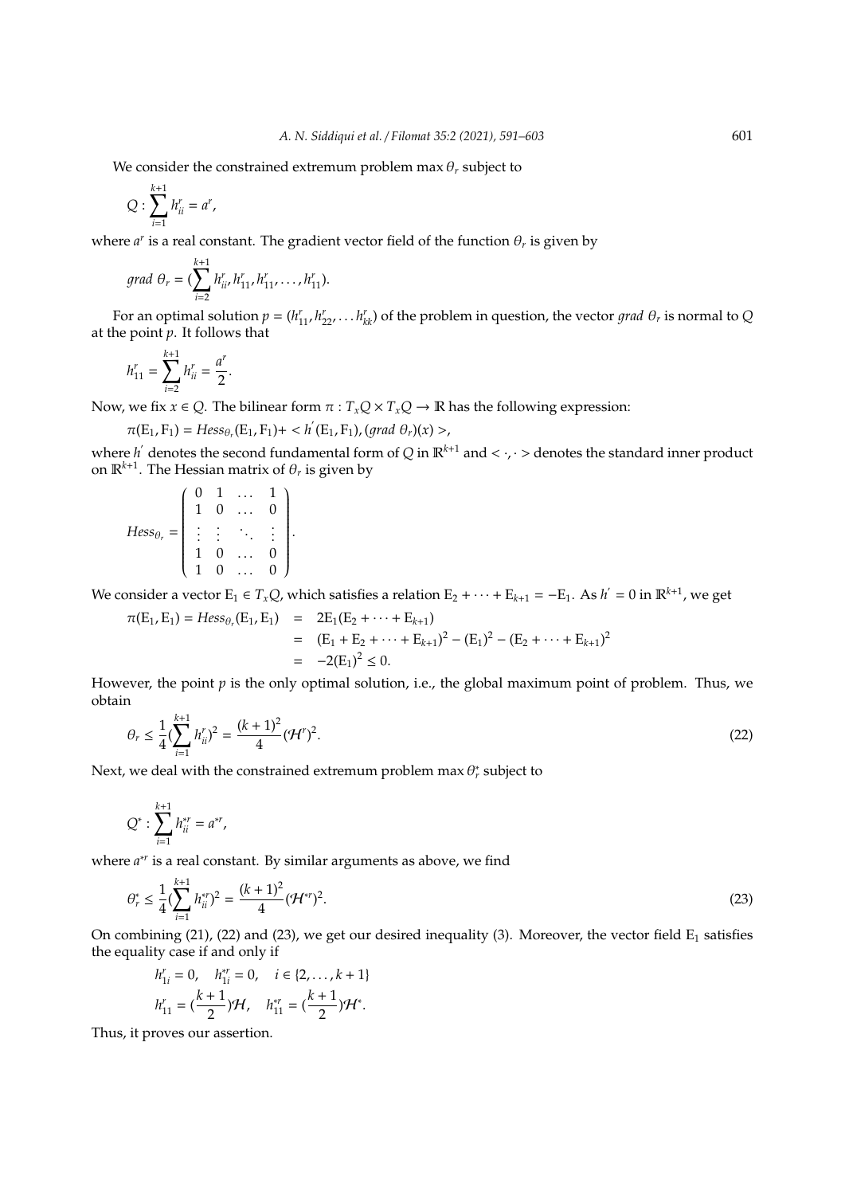We consider the constrained extremum problem $\max \theta_r$ subject to

$$Q : \sum_{i=1}^{k+1} h^r_{ii} = a^r,$$

where $a^r$ is a real constant. The gradient vector field of the function $\theta_r$ is given by

$$grad\ \theta_r = (\sum_{i=2}^{k+1} h^r_{ii}, h^r_{11}, h^r_{11}, \dots, h^r_{11}).$$

For an optimal solution $p = (h^r_{11}, h^r_{22}, \dots h^r_{kk})$ of the problem in question, the vector $grad\ \theta_r$ is normal to $Q$ at the point $p$. It follows that

$$h^r_{11} = \sum_{i=2}^{k+1} h^r_{ii} = \frac{a^r}{2}.$$

Now, we fix $x \in Q$. The bilinear form $\pi : T_xQ \times T_xQ \to \mathbb{R}$ has the following expression:

$$\pi(E_1, F_1) = Hess_{\theta_r}(E_1, F_1) + < h'(E_1, F_1), (grad\ \theta_r)(x) >,$$

where $h'$ denotes the second fundamental form of $Q$ in $\mathbb{R}^{k+1}$ and $< \cdot, \cdot >$ denotes the standard inner product on $\mathbb{R}^{k+1}$. The Hessian matrix of $\theta_r$ is given by

$$Hess_{\theta_r} = \begin{pmatrix} 0 & 1 & \dots & 1 \\ 1 & 0 & \dots & 0 \\ \vdots & \vdots & \ddots & \vdots \\ 1 & 0 & \dots & 0 \\ 1 & 0 & \dots & 0 \end{pmatrix}.$$

We consider a vector $E_1 \in T_xQ$, which satisfies a relation $E_2 + \dots + E_{k+1} = -E_1$. As $h' = 0$ in $\mathbb{R}^{k+1}$, we get

$$\begin{aligned} \pi(E_1, E_1) = Hess_{\theta_r}(E_1, E_1) &= 2E_1(E_2 + \dots + E_{k+1}) \\ &= (E_1 + E_2 + \dots + E_{k+1})^2 - (E_1)^2 - (E_2 + \dots + E_{k+1})^2 \\ &= -2(E_1)^2 \leq 0. \end{aligned}$$

However, the point $p$ is the only optimal solution, i.e., the global maximum point of problem. Thus, we obtain

$$\theta_r \leq \frac{1}{4}(\sum_{i=1}^{k+1} h^r_{ii})^2 = \frac{(k+1)^2}{4}(\mathcal{H}^r)^2. \tag{22}$$

Next, we deal with the constrained extremum problem $\max \theta^*_r$ subject to

$$Q^* : \sum_{i=1}^{k+1} h^{*r}_{ii} = a^{*r},$$

where $a^{*r}$ is a real constant. By similar arguments as above, we find

$$\theta^*_r \leq \frac{1}{4}(\sum_{i=1}^{k+1} h^{*r}_{ii})^2 = \frac{(k+1)^2}{4}(\mathcal{H}^{*r})^2. \tag{23}$$

On combining (21), (22) and (23), we get our desired inequality (3). Moreover, the vector field $E_1$ satisfies the equality case if and only if

$$h^r_{1i} = 0, \quad h^{*r}_{1i} = 0, \quad i \in \{2, \dots, k+1\}$$
$$h^r_{11} = (\frac{k+1}{2})\mathcal{H}, \quad h^{*r}_{11} = (\frac{k+1}{2})\mathcal{H}^*.$$

Thus, it proves our assertion.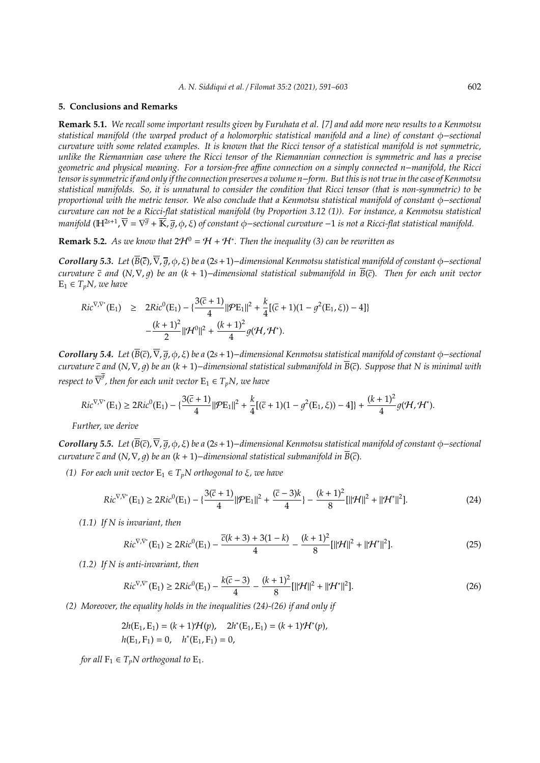## 5. Conclusions and Remarks

**Remark 5.1.** *We recall some important results given by Furuhata et al. [7] and add more new results to a Kenmotsu statistical manifold (the warped product of a holomorphic statistical manifold and a line) of constant $\phi$−sectional curvature with some related examples. It is known that the Ricci tensor of a statistical manifold is not symmetric, unlike the Riemannian case where the Ricci tensor of the Riemannian connection is symmetric and has a precise geometric and physical meaning. For a torsion-free affine connection on a simply connected $n$−manifold, the Ricci tensor is symmetric if and only if the connection preserves a volume $n$−form. But this is not true in the case of Kenmotsu statistical manifolds. So, it is unnatural to consider the condition that Ricci tensor (that is non-symmetric) to be proportional with the metric tensor. We also conclude that a Kenmotsu statistical manifold of constant $\phi$−sectional curvature can not be a Ricci-flat statistical manifold (by Proportion 3.12 (1)). For instance, a Kenmotsu statistical manifold $(\mathbb{H}^{2s+1}, \overline{\nabla} = \nabla^{\overline{g}} + \overline{\mathbb{K}}, \overline{g}, \phi, \xi)$ of constant $\phi$−sectional curvature $-1$ is not a Ricci-flat statistical manifold.*

**Remark 5.2.** *As we know that $2\mathcal{H}^0 = \mathcal{H} + \mathcal{H}^*$. Then the inequality (3) can be rewritten as*

***Corollary 5.3.*** *Let $(\overline{B}(\overline{c}), \overline{\nabla}, \overline{g}, \phi, \xi)$ be a $(2s+1)$−dimensional Kenmotsu statistical manifold of constant $\phi$−sectional curvature $\overline{c}$ and $(N, \nabla, g)$ be an $(k+1)$−dimensional statistical submanifold in $\overline{B}(\overline{c})$. Then for each unit vector $\mathrm{E}_1 \in T_pN$, we have*

$$
\begin{aligned}
Ric^{\nabla,\nabla^*}(\mathrm{E}_1) \;\geq\;& 2Ric^0(\mathrm{E}_1) - \{\frac{3(\overline{c}+1)}{4}\|\mathcal{P}\mathrm{E}_1\|^2 + \frac{k}{4}[(\overline{c}+1)(1 - g^2(\mathrm{E}_1, \xi)) - 4]\} \\
& - \frac{(k+1)^2}{2}\|\mathcal{H}^0\|^2 + \frac{(k+1)^2}{4}g(\mathcal{H}, \mathcal{H}^*).
\end{aligned}
$$

***Corollary 5.4.*** *Let $(\overline{B}(\overline{c}), \overline{\nabla}, \overline{g}, \phi, \xi)$ be a $(2s+1)$−dimensional Kenmotsu statistical manifold of constant $\phi$−sectional curvature $\overline{c}$ and $(N, \nabla, g)$ be an $(k+1)$−dimensional statistical submanifold in $\overline{B}(\overline{c})$. Suppose that $N$ is minimal with respect to $\overline{\nabla}^{\overline{g}}$, then for each unit vector $\mathrm{E}_1 \in T_pN$, we have*

$$
Ric^{\nabla,\nabla^*}(\mathrm{E}_1) \geq 2Ric^0(\mathrm{E}_1) - \{\frac{3(\overline{c}+1)}{4}\|\mathcal{P}\mathrm{E}_1\|^2 + \frac{k}{4}[(\overline{c}+1)(1 - g^2(\mathrm{E}_1, \xi)) - 4]\} + \frac{(k+1)^2}{4}g(\mathcal{H}, \mathcal{H}^*).
$$

*Further, we derive*

***Corollary 5.5.*** *Let $(\overline{B}(\overline{c}), \overline{\nabla}, \overline{g}, \phi, \xi)$ be a $(2s+1)$−dimensional Kenmotsu statistical manifold of constant $\phi$−sectional curvature $\overline{c}$ and $(N, \nabla, g)$ be an $(k+1)$−dimensional statistical submanifold in $\overline{B}(\overline{c})$.*

*(1) For each unit vector $\mathrm{E}_1 \in T_pN$ orthogonal to $\xi$, we have*

$$
Ric^{\nabla,\nabla^*}(\mathrm{E}_1) \geq 2Ric^0(\mathrm{E}_1) - \{\frac{3(\overline{c}+1)}{4}\|\mathcal{P}\mathrm{E}_1\|^2 + \frac{(\overline{c}-3)k}{4}\} - \frac{(k+1)^2}{8}[\|\mathcal{H}\|^2 + \|\mathcal{H}^*\|^2]. \tag{24}
$$

*(1.1) If $N$ is invariant, then*

$$
Ric^{\nabla,\nabla^*}(\mathrm{E}_1) \geq 2Ric^0(\mathrm{E}_1) - \frac{\overline{c}(k+3) + 3(1-k)}{4} - \frac{(k+1)^2}{8}[\|\mathcal{H}\|^2 + \|\mathcal{H}^*\|^2]. \tag{25}
$$

*(1.2) If $N$ is anti-invariant, then*

$$
Ric^{\nabla,\nabla^*}(\mathrm{E}_1) \geq 2Ric^0(\mathrm{E}_1) - \frac{k(\overline{c}-3)}{4} - \frac{(k+1)^2}{8}[\|\mathcal{H}\|^2 + \|\mathcal{H}^*\|^2]. \tag{26}
$$

*(2) Moreover, the equality holds in the inequalities (24)-(26) if and only if*

$$
\begin{aligned}
&2h(\mathrm{E}_1, \mathrm{E}_1) = (k+1)\mathcal{H}(p), \quad 2h^*(\mathrm{E}_1, \mathrm{E}_1) = (k+1)\mathcal{H}^*(p), \\
&h(\mathrm{E}_1, \mathrm{F}_1) = 0, \quad h^*(\mathrm{E}_1, \mathrm{F}_1) = 0,
\end{aligned}
$$

*for all $\mathrm{F}_1 \in T_pN$ orthogonal to $\mathrm{E}_1$.*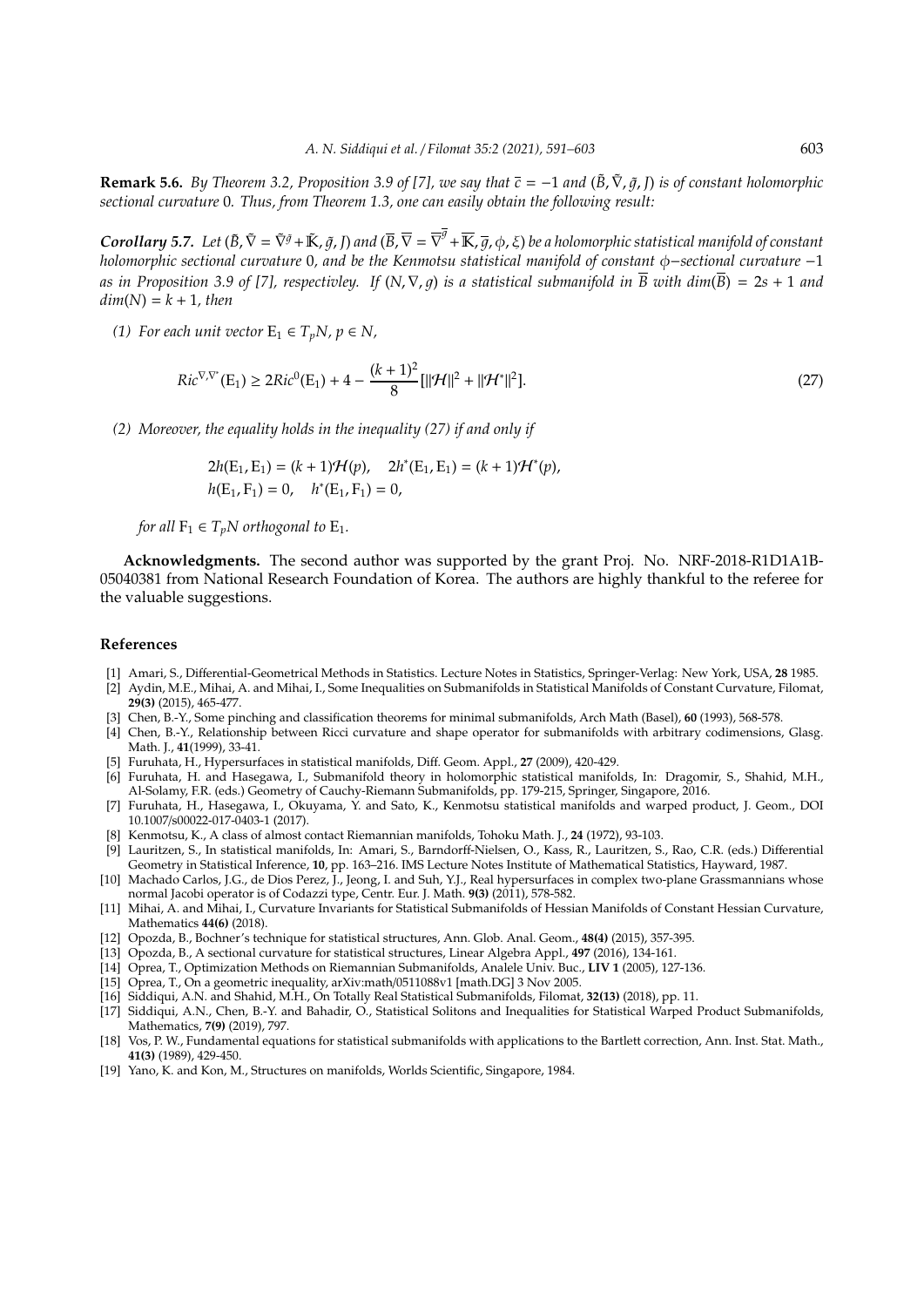**Remark 5.6.** *By Theorem 3.2, Proposition 3.9 of [7], we say that $\bar{c} = -1$ and $(\tilde{B}, \tilde{\nabla}, \tilde{g}, J)$ is of constant holomorphic sectional curvature* 0*. Thus, from Theorem 1.3, one can easily obtain the following result:*

***Corollary 5.7.*** *Let $(\tilde{B}, \tilde{\nabla} = \tilde{\nabla}^{\tilde{g}} + \tilde{\mathbb{K}}, \tilde{g}, J)$ and $(\overline{B}, \overline{\nabla} = \overline{\nabla}^{\overline{g}} + \overline{\mathbb{K}}, \overline{g}, \phi, \xi)$ be a holomorphic statistical manifold of constant holomorphic sectional curvature* 0*, and be the Kenmotsu statistical manifold of constant $\phi-$sectional curvature $-1$ as in Proposition 3.9 of [7], respectivley. If $(N, \nabla, g)$ is a statistical submanifold in $\overline{B}$ with $dim(\overline{B}) = 2s + 1$ and $dim(N) = k + 1$, then*

*(1) For each unit vector $E_1 \in T_pN$, $p \in N$,*

$$Ric^{\nabla,\nabla^*}(E_1) \geq 2Ric^0(E_1) + 4 - \frac{(k+1)^2}{8}[\|\mathcal{H}\|^2 + \|\mathcal{H}^*\|^2]. \tag{27}$$

*(2) Moreover, the equality holds in the inequality (27) if and only if*

$$2h(E_1, E_1) = (k+1)\mathcal{H}(p), \quad 2h^*(E_1, E_1) = (k+1)\mathcal{H}^*(p),$$
$$h(E_1, F_1) = 0, \quad h^*(E_1, F_1) = 0,$$

*for all $F_1 \in T_pN$ orthogonal to $E_1$.*

**Acknowledgments.** The second author was supported by the grant Proj. No. NRF-2018-R1D1A1B-05040381 from National Research Foundation of Korea. The authors are highly thankful to the referee for the valuable suggestions.

## References

[1] Amari, S., Differential-Geometrical Methods in Statistics. Lecture Notes in Statistics, Springer-Verlag: New York, USA, **28** 1985.

[2] Aydin, M.E., Mihai, A. and Mihai, I., Some Inequalities on Submanifolds in Statistical Manifolds of Constant Curvature, Filomat, **29(3)** (2015), 465-477.

[3] Chen, B.-Y., Some pinching and classification theorems for minimal submanifolds, Arch Math (Basel), **60** (1993), 568-578.

[4] Chen, B.-Y., Relationship between Ricci curvature and shape operator for submanifolds with arbitrary codimensions, Glasg. Math. J., **41**(1999), 33-41.

[5] Furuhata, H., Hypersurfaces in statistical manifolds, Diff. Geom. Appl., **27** (2009), 420-429.

[6] Furuhata, H. and Hasegawa, I., Submanifold theory in holomorphic statistical manifolds, In: Dragomir, S., Shahid, M.H., Al-Solamy, F.R. (eds.) Geometry of Cauchy-Riemann Submanifolds, pp. 179-215, Springer, Singapore, 2016.

[7] Furuhata, H., Hasegawa, I., Okuyama, Y. and Sato, K., Kenmotsu statistical manifolds and warped product, J. Geom., DOI 10.1007/s00022-017-0403-1 (2017).

[8] Kenmotsu, K., A class of almost contact Riemannian manifolds, Tohoku Math. J., **24** (1972), 93-103.

[9] Lauritzen, S., In statistical manifolds, In: Amari, S., Barndorff-Nielsen, O., Kass, R., Lauritzen, S., Rao, C.R. (eds.) Differential Geometry in Statistical Inference, **10**, pp. 163–216. IMS Lecture Notes Institute of Mathematical Statistics, Hayward, 1987.

[10] Machado Carlos, J.G., de Dios Perez, J., Jeong, I. and Suh, Y.J., Real hypersurfaces in complex two-plane Grassmannians whose normal Jacobi operator is of Codazzi type, Centr. Eur. J. Math. **9(3)** (2011), 578-582.

[11] Mihai, A. and Mihai, I., Curvature Invariants for Statistical Submanifolds of Hessian Manifolds of Constant Hessian Curvature, Mathematics **44(6)** (2018).

[12] Opozda, B., Bochner's technique for statistical structures, Ann. Glob. Anal. Geom., **48(4)** (2015), 357-395.

[13] Opozda, B., A sectional curvature for statistical structures, Linear Algebra Appl., **497** (2016), 134-161.

[14] Oprea, T., Optimization Methods on Riemannian Submanifolds, Analele Univ. Buc., **LIV 1** (2005), 127-136.

[15] Oprea, T., On a geometric inequality, arXiv:math/0511088v1 [math.DG] 3 Nov 2005.

[16] Siddiqui, A.N. and Shahid, M.H., On Totally Real Statistical Submanifolds, Filomat, **32(13)** (2018), pp. 11.

[17] Siddiqui, A.N., Chen, B.-Y. and Bahadir, O., Statistical Solitons and Inequalities for Statistical Warped Product Submanifolds, Mathematics, **7(9)** (2019), 797.

[18] Vos, P. W., Fundamental equations for statistical submanifolds with applications to the Bartlett correction, Ann. Inst. Stat. Math., **41(3)** (1989), 429-450.

[19] Yano, K. and Kon, M., Structures on manifolds, Worlds Scientific, Singapore, 1984.